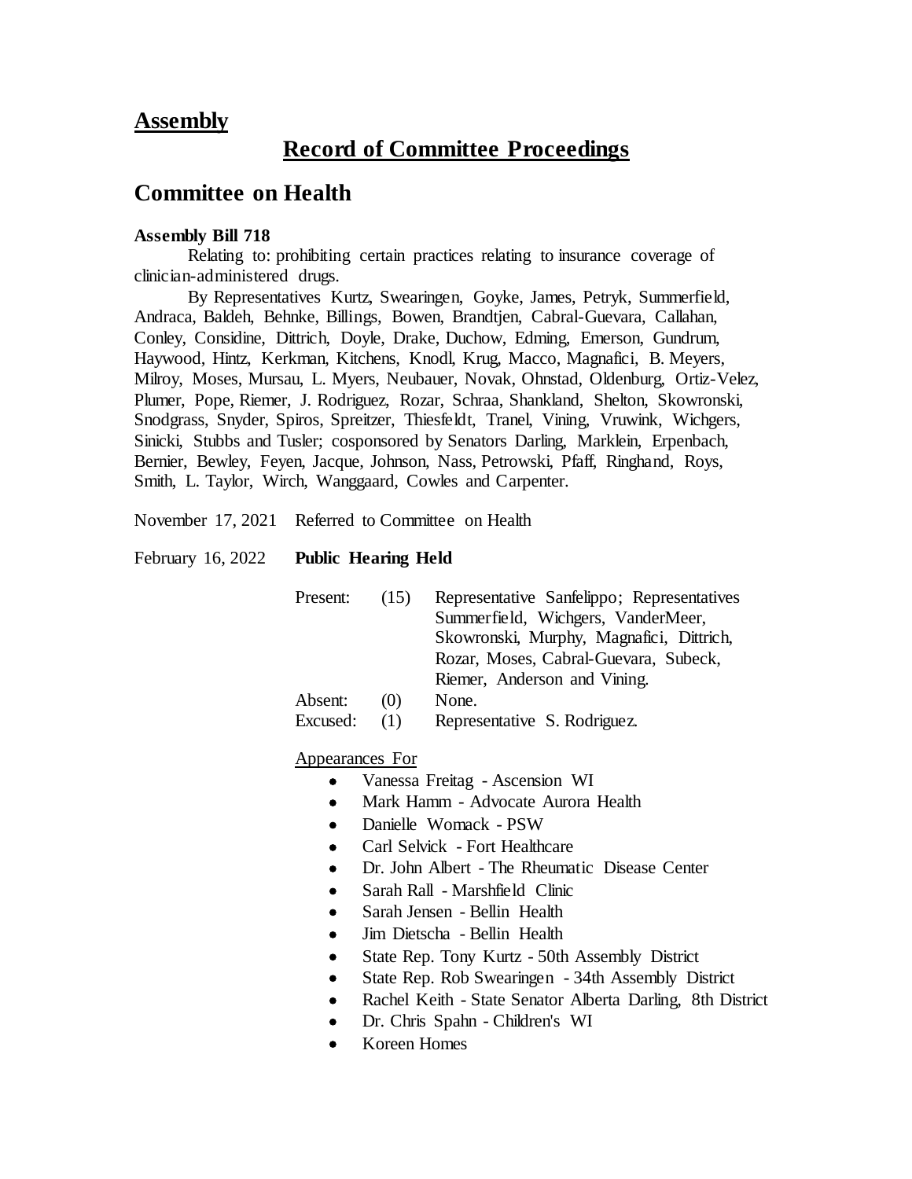## Assembly

# Record of Committee Proceedings

## Committee on Health

**Assembly Bill 718**

Relating to: prohibiting certain practices relating to insurance coverage of clinician-administered drugs.

By Representatives Kurtz, Swearingen, Goyke, James, Petryk, Summerfield, Andraca, Baldeh, Behnke, Billings, Bowen, Brandtjen, Cabral-Guevara, Callahan, Conley, Considine, Dittrich, Doyle, Drake, Duchow, Edming, Emerson, Gundrum, Haywood, Hintz, Kerkman, Kitchens, Knodl, Krug, Macco, Magnafici, B. Meyers, Milroy, Moses, Mursau, L. Myers, Neubauer, Novak, Ohnstad, Oldenburg, Ortiz-Velez, Plumer, Pope, Riemer, J. Rodriguez, Rozar, Schraa, Shankland, Shelton, Skowronski, Snodgrass, Snyder, Spiros, Spreitzer, Thiesfeldt, Tranel, Vining, Vruwink, Wichgers, Sinicki, Stubbs and Tusler; cosponsored by Senators Darling, Marklein, Erpenbach, Bernier, Bewley, Feyen, Jacque, Johnson, Nass, Petrowski, Pfaff, Ringhand, Roys, Smith, L. Taylor, Wirch, Wanggaard, Cowles and Carpenter.

November 17, 2021 Referred to Committee on Health

February 16, 2022 **Public Hearing Held**

Present: (15) Representative Sanfelippo; Representatives Summerfield, Wichgers, VanderMeer, Skowronski, Murphy, Magnafici, Dittrich, Rozar, Moses, Cabral-Guevara, Subeck, Riemer, Anderson and Vining.

Absent: (0) None.

Excused: (1) Representative S. Rodriguez.

Appearances For

- Vanessa Freitag - Ascension WI
- Mark Hamm - Advocate Aurora Health
- Danielle Womack - PSW
- Carl Selvick - Fort Healthcare
- Dr. John Albert - The Rheumatic Disease Center
- Sarah Rall - Marshfield Clinic
- Sarah Jensen - Bellin Health
- Jim Dietscha - Bellin Health
- State Rep. Tony Kurtz - 50th Assembly District
- State Rep. Rob Swearingen - 34th Assembly District
- Rachel Keith - State Senator Alberta Darling, 8th District
- Dr. Chris Spahn - Children's WI
- Koreen Homes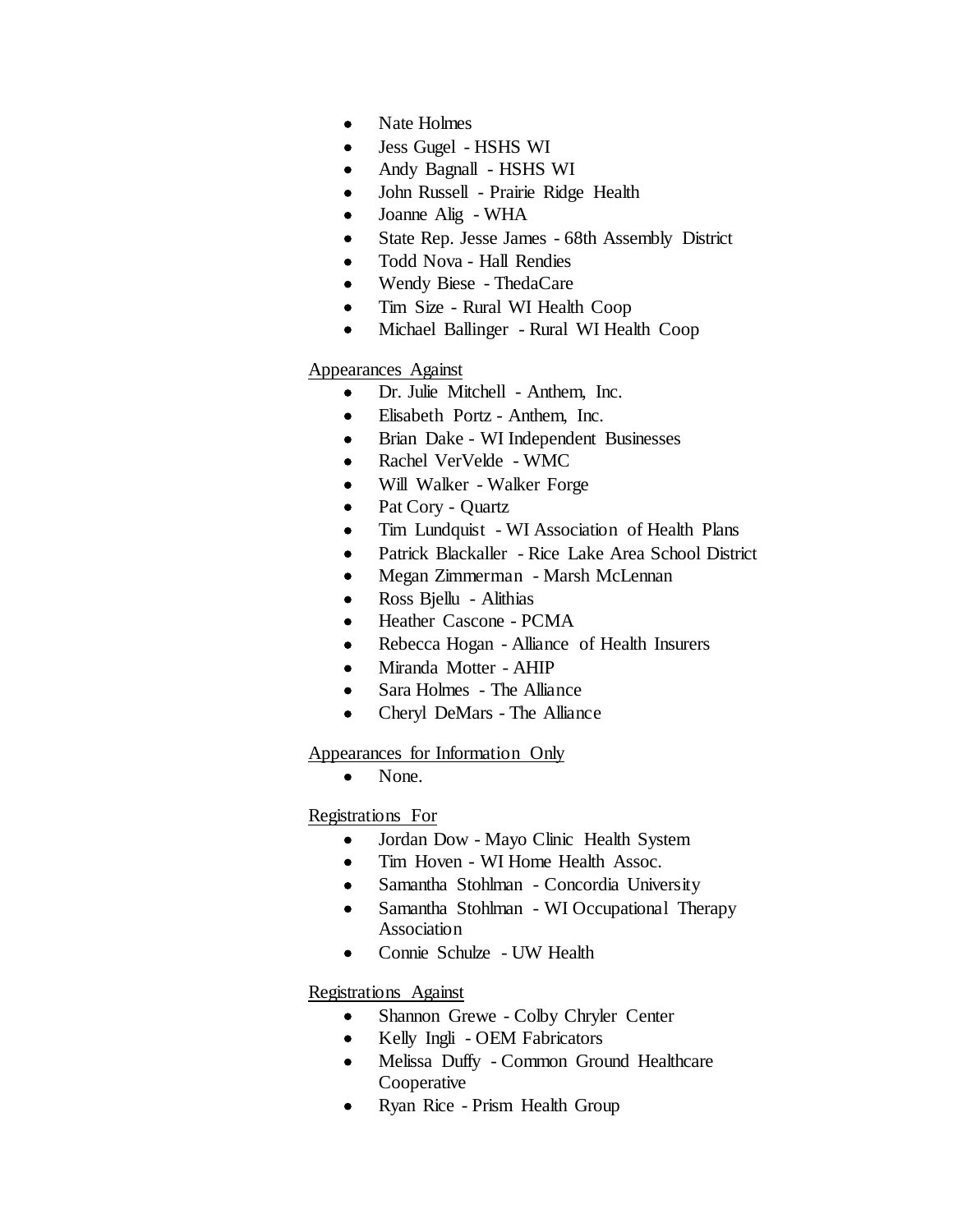- Nate Holmes
- Jess Gugel - HSHS WI
- Andy Bagnall - HSHS WI
- John Russell - Prairie Ridge Health
- Joanne Alig - WHA
- State Rep. Jesse James - 68th Assembly District
- Todd Nova - Hall Rendies
- Wendy Biese - ThedaCare
- Tim Size - Rural WI Health Coop
- Michael Ballinger - Rural WI Health Coop

<u>Appearances Against</u>

- Dr. Julie Mitchell - Anthem, Inc.
- Elisabeth Portz - Anthem, Inc.
- Brian Dake - WI Independent Businesses
- Rachel VerVelde - WMC
- Will Walker - Walker Forge
- Pat Cory - Quartz
- Tim Lundquist - WI Association of Health Plans
- Patrick Blackaller - Rice Lake Area School District
- Megan Zimmerman - Marsh McLennan
- Ross Bjellu - Alithias
- Heather Cascone - PCMA
- Rebecca Hogan - Alliance of Health Insurers
- Miranda Motter - AHIP
- Sara Holmes - The Alliance
- Cheryl DeMars - The Alliance

<u>Appearances for Information Only</u>

- None.

<u>Registrations For</u>

- Jordan Dow - Mayo Clinic Health System
- Tim Hoven - WI Home Health Assoc.
- Samantha Stohlman - Concordia University
- Samantha Stohlman - WI Occupational Therapy Association
- Connie Schulze - UW Health

<u>Registrations Against</u>

- Shannon Grewe - Colby Chryler Center
- Kelly Ingli - OEM Fabricators
- Melissa Duffy - Common Ground Healthcare Cooperative
- Ryan Rice - Prism Health Group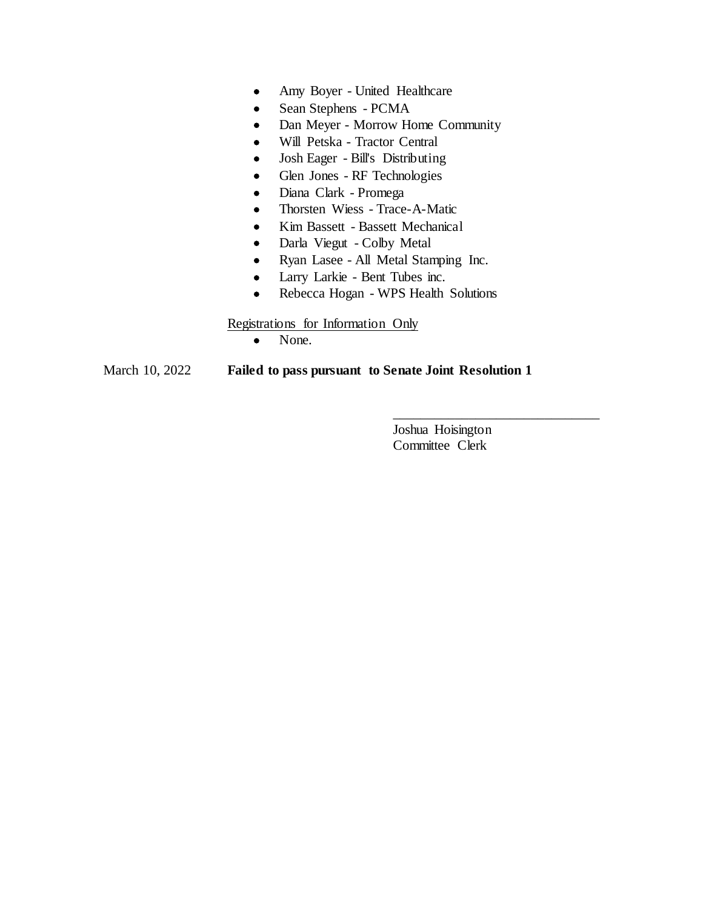- Amy Boyer - United Healthcare
- Sean Stephens - PCMA
- Dan Meyer - Morrow Home Community
- Will Petska - Tractor Central
- Josh Eager - Bill's Distributing
- Glen Jones - RF Technologies
- Diana Clark - Promega
- Thorsten Wiess - Trace-A-Matic
- Kim Bassett - Bassett Mechanical
- Darla Viegut - Colby Metal
- Ryan Lasee - All Metal Stamping Inc.
- Larry Larkie - Bent Tubes inc.
- Rebecca Hogan - WPS Health Solutions

Registrations for Information Only

- None.

March 10, 2022 **Failed to pass pursuant to Senate Joint Resolution 1**

______________________________

Joshua Hoisington
Committee Clerk